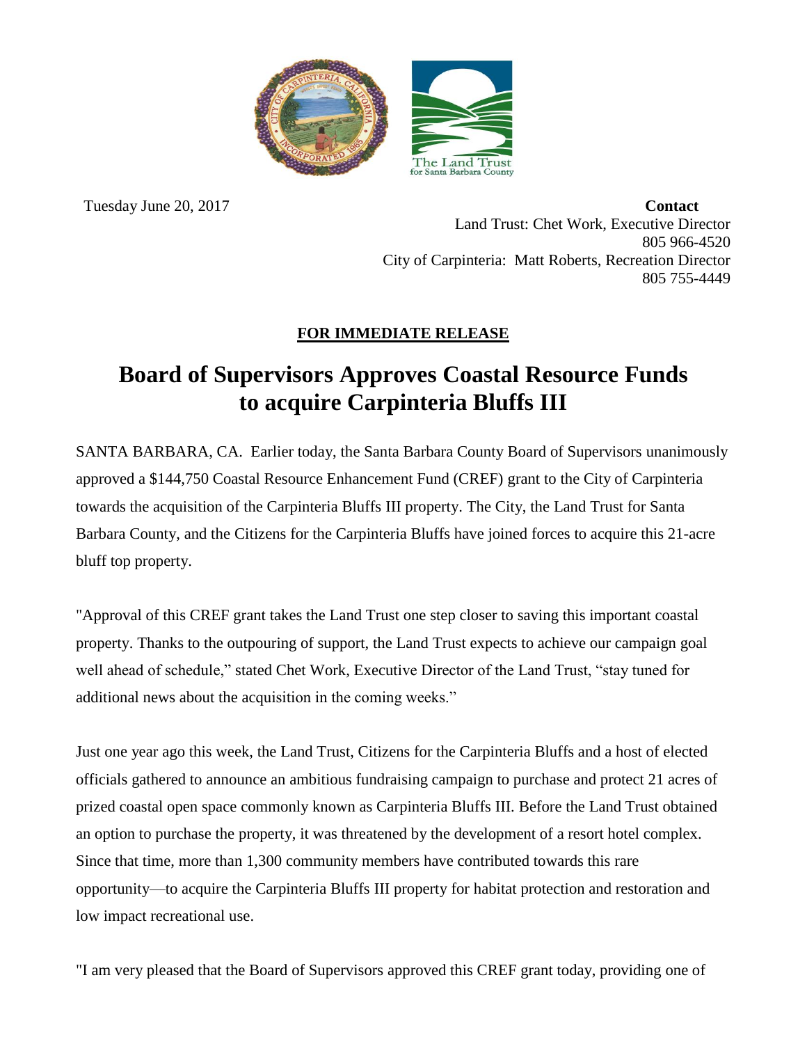Tuesday June 20, 2017

**Contact**
Land Trust: Chet Work, Executive Director
805 966-4520
City of Carpinteria: Matt Roberts, Recreation Director
805 755-4449

**FOR IMMEDIATE RELEASE**

# Board of Supervisors Approves Coastal Resource Funds to acquire Carpinteria Bluffs III

SANTA BARBARA, CA. Earlier today, the Santa Barbara County Board of Supervisors unanimously approved a $144,750 Coastal Resource Enhancement Fund (CREF) grant to the City of Carpinteria towards the acquisition of the Carpinteria Bluffs III property. The City, the Land Trust for Santa Barbara County, and the Citizens for the Carpinteria Bluffs have joined forces to acquire this 21-acre bluff top property.

"Approval of this CREF grant takes the Land Trust one step closer to saving this important coastal property. Thanks to the outpouring of support, the Land Trust expects to achieve our campaign goal well ahead of schedule," stated Chet Work, Executive Director of the Land Trust, "stay tuned for additional news about the acquisition in the coming weeks."

Just one year ago this week, the Land Trust, Citizens for the Carpinteria Bluffs and a host of elected officials gathered to announce an ambitious fundraising campaign to purchase and protect 21 acres of prized coastal open space commonly known as Carpinteria Bluffs III. Before the Land Trust obtained an option to purchase the property, it was threatened by the development of a resort hotel complex. Since that time, more than 1,300 community members have contributed towards this rare opportunity—to acquire the Carpinteria Bluffs III property for habitat protection and restoration and low impact recreational use.

"I am very pleased that the Board of Supervisors approved this CREF grant today, providing one of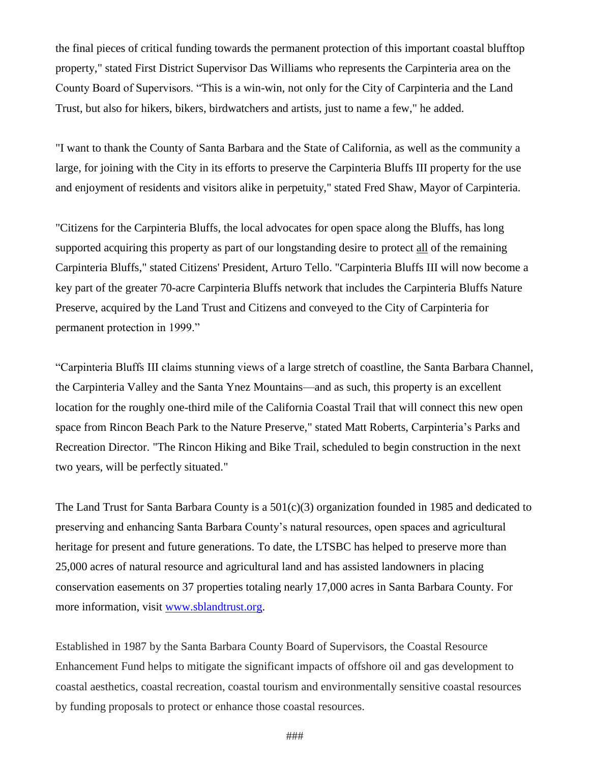the final pieces of critical funding towards the permanent protection of this important coastal blufftop property," stated First District Supervisor Das Williams who represents the Carpinteria area on the County Board of Supervisors. "This is a win-win, not only for the City of Carpinteria and the Land Trust, but also for hikers, bikers, birdwatchers and artists, just to name a few," he added.

"I want to thank the County of Santa Barbara and the State of California, as well as the community a large, for joining with the City in its efforts to preserve the Carpinteria Bluffs III property for the use and enjoyment of residents and visitors alike in perpetuity," stated Fred Shaw, Mayor of Carpinteria.

"Citizens for the Carpinteria Bluffs, the local advocates for open space along the Bluffs, has long supported acquiring this property as part of our longstanding desire to protect <u>all</u> of the remaining Carpinteria Bluffs," stated Citizens' President, Arturo Tello. "Carpinteria Bluffs III will now become a key part of the greater 70-acre Carpinteria Bluffs network that includes the Carpinteria Bluffs Nature Preserve, acquired by the Land Trust and Citizens and conveyed to the City of Carpinteria for permanent protection in 1999."

"Carpinteria Bluffs III claims stunning views of a large stretch of coastline, the Santa Barbara Channel, the Carpinteria Valley and the Santa Ynez Mountains—and as such, this property is an excellent location for the roughly one-third mile of the California Coastal Trail that will connect this new open space from Rincon Beach Park to the Nature Preserve," stated Matt Roberts, Carpinteria's Parks and Recreation Director. "The Rincon Hiking and Bike Trail, scheduled to begin construction in the next two years, will be perfectly situated."

The Land Trust for Santa Barbara County is a 501(c)(3) organization founded in 1985 and dedicated to preserving and enhancing Santa Barbara County's natural resources, open spaces and agricultural heritage for present and future generations. To date, the LTSBC has helped to preserve more than 25,000 acres of natural resource and agricultural land and has assisted landowners in placing conservation easements on 37 properties totaling nearly 17,000 acres in Santa Barbara County. For more information, visit [www.sblandtrust.org](http://www.sblandtrust.org).

Established in 1987 by the Santa Barbara County Board of Supervisors, the Coastal Resource Enhancement Fund helps to mitigate the significant impacts of offshore oil and gas development to coastal aesthetics, coastal recreation, coastal tourism and environmentally sensitive coastal resources by funding proposals to protect or enhance those coastal resources.

###